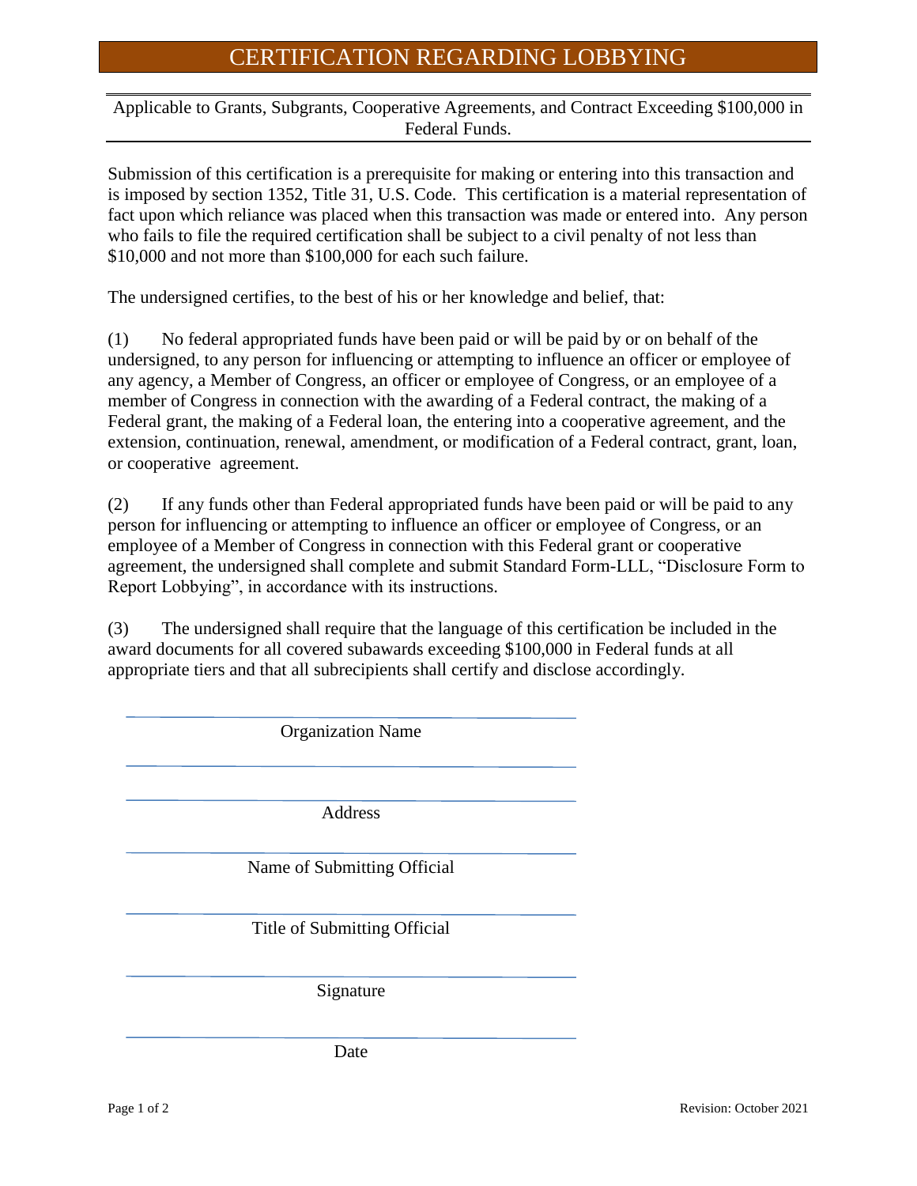# CERTIFICATION REGARDING LOBBYING

Applicable to Grants, Subgrants, Cooperative Agreements, and Contract Exceeding $100,000 in Federal Funds.

Submission of this certification is a prerequisite for making or entering into this transaction and is imposed by section 1352, Title 31, U.S. Code. This certification is a material representation of fact upon which reliance was placed when this transaction was made or entered into. Any person who fails to file the required certification shall be subject to a civil penalty of not less than $10,000 and not more than $100,000 for each such failure.

The undersigned certifies, to the best of his or her knowledge and belief, that:

(1) No federal appropriated funds have been paid or will be paid by or on behalf of the undersigned, to any person for influencing or attempting to influence an officer or employee of any agency, a Member of Congress, an officer or employee of Congress, or an employee of a member of Congress in connection with the awarding of a Federal contract, the making of a Federal grant, the making of a Federal loan, the entering into a cooperative agreement, and the extension, continuation, renewal, amendment, or modification of a Federal contract, grant, loan, or cooperative agreement.

(2) If any funds other than Federal appropriated funds have been paid or will be paid to any person for influencing or attempting to influence an officer or employee of Congress, or an employee of a Member of Congress in connection with this Federal grant or cooperative agreement, the undersigned shall complete and submit Standard Form-LLL, "Disclosure Form to Report Lobbying", in accordance with its instructions.

(3) The undersigned shall require that the language of this certification be included in the award documents for all covered subawards exceeding $100,000 in Federal funds at all appropriate tiers and that all subrecipients shall certify and disclose accordingly.

\_\_\_\_\_\_\_\_\_\_\_\_\_\_\_\_\_\_\_\_\_\_\_\_\_\_\_\_\_\_\_\_\_\_\_\_\_\_\_\_

Organization Name

\_\_\_\_\_\_\_\_\_\_\_\_\_\_\_\_\_\_\_\_\_\_\_\_\_\_\_\_\_\_\_\_\_\_\_\_\_\_\_\_

\_\_\_\_\_\_\_\_\_\_\_\_\_\_\_\_\_\_\_\_\_\_\_\_\_\_\_\_\_\_\_\_\_\_\_\_\_\_\_\_

Address

\_\_\_\_\_\_\_\_\_\_\_\_\_\_\_\_\_\_\_\_\_\_\_\_\_\_\_\_\_\_\_\_\_\_\_\_\_\_\_\_

Name of Submitting Official

\_\_\_\_\_\_\_\_\_\_\_\_\_\_\_\_\_\_\_\_\_\_\_\_\_\_\_\_\_\_\_\_\_\_\_\_\_\_\_\_

Title of Submitting Official

\_\_\_\_\_\_\_\_\_\_\_\_\_\_\_\_\_\_\_\_\_\_\_\_\_\_\_\_\_\_\_\_\_\_\_\_\_\_\_\_

Signature

\_\_\_\_\_\_\_\_\_\_\_\_\_\_\_\_\_\_\_\_\_\_\_\_\_\_\_\_\_\_\_\_\_\_\_\_\_\_\_\_

Date

Revision: October 2021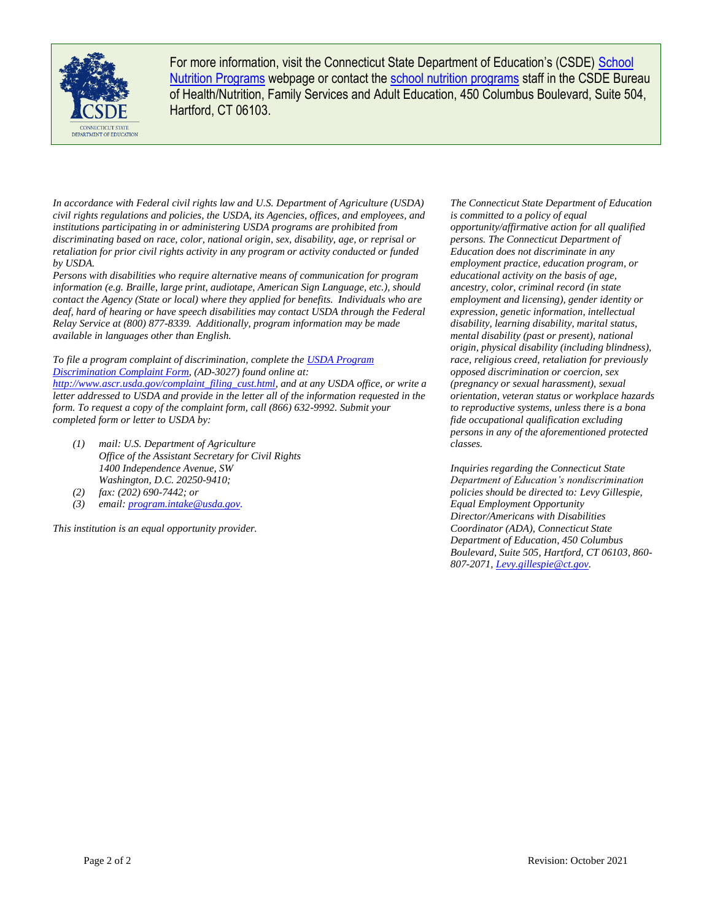For more information, visit the Connecticut State Department of Education's (CSDE) [School Nutrition Programs](#) webpage or contact the [school nutrition programs](#) staff in the CSDE Bureau of Health/Nutrition, Family Services and Adult Education, 450 Columbus Boulevard, Suite 504, Hartford, CT 06103.

*In accordance with Federal civil rights law and U.S. Department of Agriculture (USDA) civil rights regulations and policies, the USDA, its Agencies, offices, and employees, and institutions participating in or administering USDA programs are prohibited from discriminating based on race, color, national origin, sex, disability, age, or reprisal or retaliation for prior civil rights activity in any program or activity conducted or funded by USDA.*

*Persons with disabilities who require alternative means of communication for program information (e.g. Braille, large print, audiotape, American Sign Language, etc.), should contact the Agency (State or local) where they applied for benefits. Individuals who are deaf, hard of hearing or have speech disabilities may contact USDA through the Federal Relay Service at (800) 877-8339. Additionally, program information may be made available in languages other than English.*

*To file a program complaint of discrimination, complete the [USDA Program Discrimination Complaint Form](#), (AD-3027) found online at: [http://www.ascr.usda.gov/complaint_filing_cust.html](http://www.ascr.usda.gov/complaint_filing_cust.html), and at any USDA office, or write a letter addressed to USDA and provide in the letter all of the information requested in the form. To request a copy of the complaint form, call (866) 632-9992. Submit your completed form or letter to USDA by:*

1. *mail: U.S. Department of Agriculture*
   *Office of the Assistant Secretary for Civil Rights*
   *1400 Independence Avenue, SW*
   *Washington, D.C. 20250-9410;*
2. *fax: (202) 690-7442; or*
3. *email: [program.intake@usda.gov](mailto:program.intake@usda.gov).*

*This institution is an equal opportunity provider.*

*The Connecticut State Department of Education is committed to a policy of equal opportunity/affirmative action for all qualified persons. The Connecticut Department of Education does not discriminate in any employment practice, education program, or educational activity on the basis of age, ancestry, color, criminal record (in state employment and licensing), gender identity or expression, genetic information, intellectual disability, learning disability, marital status, mental disability (past or present), national origin, physical disability (including blindness), race, religious creed, retaliation for previously opposed discrimination or coercion, sex (pregnancy or sexual harassment), sexual orientation, veteran status or workplace hazards to reproductive systems, unless there is a bona fide occupational qualification excluding persons in any of the aforementioned protected classes.*

*Inquiries regarding the Connecticut State Department of Education's nondiscrimination policies should be directed to: Levy Gillespie, Equal Employment Opportunity Director/Americans with Disabilities Coordinator (ADA), Connecticut State Department of Education, 450 Columbus Boulevard, Suite 505, Hartford, CT 06103, 860-807-2071, [Levy.gillespie@ct.gov](mailto:Levy.gillespie@ct.gov).*

Revision: October 2021